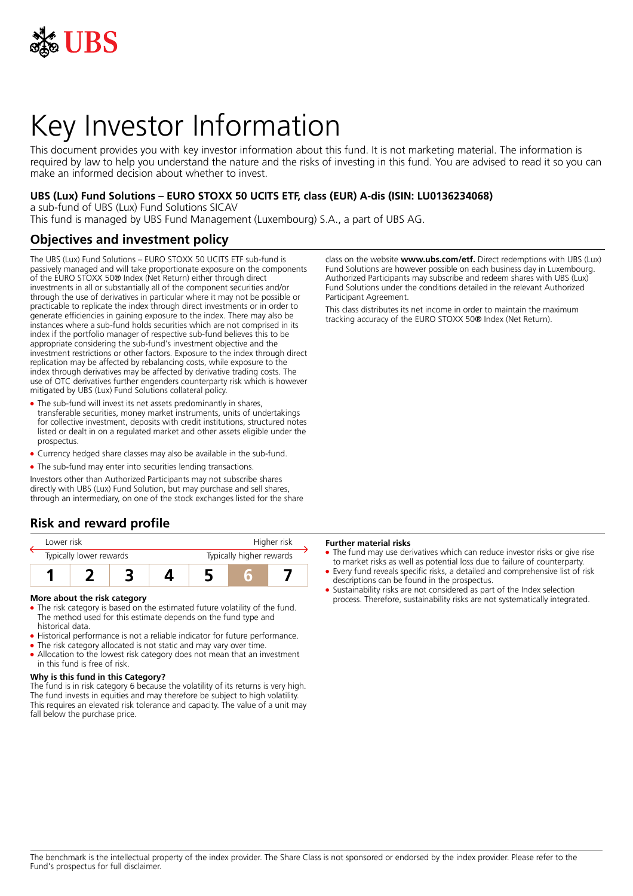# Key Investor Information

This document provides you with key investor information about this fund. It is not marketing material. The information is required by law to help you understand the nature and the risks of investing in this fund. You are advised to read it so you can make an informed decision about whether to invest.

**UBS (Lux) Fund Solutions – EURO STOXX 50 UCITS ETF, class (EUR) A-dis (ISIN: LU0136234068)**

a sub-fund of UBS (Lux) Fund Solutions SICAV

This fund is managed by UBS Fund Management (Luxembourg) S.A., a part of UBS AG.

## Objectives and investment policy

The UBS (Lux) Fund Solutions – EURO STOXX 50 UCITS ETF sub-fund is passively managed and will take proportionate exposure on the components of the EURO STOXX 50® Index (Net Return) either through direct investments in all or substantially all of the component securities and/or through the use of derivatives in particular where it may not be possible or practicable to replicate the index through direct investments or in order to generate efficiencies in gaining exposure to the index. There may also be instances where a sub-fund holds securities which are not comprised in its index if the portfolio manager of respective sub-fund believes this to be appropriate considering the sub-fund's investment objective and the investment restrictions or other factors. Exposure to the index through direct replication may be affected by rebalancing costs, while exposure to the index through derivatives may be affected by derivative trading costs. The use of OTC derivatives further engenders counterparty risk which is however mitigated by UBS (Lux) Fund Solutions collateral policy.

- The sub-fund will invest its net assets predominantly in shares, transferable securities, money market instruments, units of undertakings for collective investment, deposits with credit institutions, structured notes listed or dealt in on a regulated market and other assets eligible under the prospectus.
- Currency hedged share classes may also be available in the sub-fund.
- The sub-fund may enter into securities lending transactions.

Investors other than Authorized Participants may not subscribe shares directly with UBS (Lux) Fund Solution, but may purchase and sell shares, through an intermediary, on one of the stock exchanges listed for the share class on the website **www.ubs.com/etf.** Direct redemptions with UBS (Lux) Fund Solutions are however possible on each business day in Luxembourg. Authorized Participants may subscribe and redeem shares with UBS (Lux) Fund Solutions under the conditions detailed in the relevant Authorized Participant Agreement.

This class distributes its net income in order to maintain the maximum tracking accuracy of the EURO STOXX 50® Index (Net Return).

## Risk and reward profile

| Lower risk | | | | | | Higher risk |
|---|---|---|---|---|---|---|
| Typically lower rewards | | | | | | Typically higher rewards |
| 1 | 2 | 3 | 4 | 5 | **6** | 7 |

**More about the risk category**

- The risk category is based on the estimated future volatility of the fund. The method used for this estimate depends on the fund type and historical data.
- Historical performance is not a reliable indicator for future performance.
- The risk category allocated is not static and may vary over time.
- Allocation to the lowest risk category does not mean that an investment in this fund is free of risk.

**Why is this fund in this Category?**

The fund is in risk category 6 because the volatility of its returns is very high. The fund invests in equities and may therefore be subject to high volatility. This requires an elevated risk tolerance and capacity. The value of a unit may fall below the purchase price.

**Further material risks**

- The fund may use derivatives which can reduce investor risks or give rise to market risks as well as potential loss due to failure of counterparty.
- Every fund reveals specific risks, a detailed and comprehensive list of risk descriptions can be found in the prospectus.
- Sustainability risks are not considered as part of the Index selection process. Therefore, sustainability risks are not systematically integrated.

The benchmark is the intellectual property of the index provider. The Share Class is not sponsored or endorsed by the index provider. Please refer to the Fund's prospectus for full disclaimer.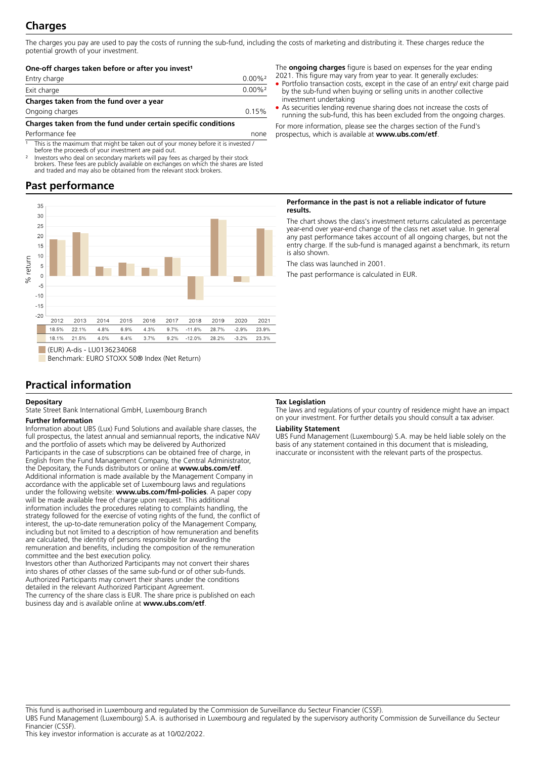## Charges

The charges you pay are used to pay the costs of running the sub-fund, including the costs of marketing and distributing it. These charges reduce the potential growth of your investment.

| | |
|---|---|
| **One-off charges taken before or after you invest[1]** | |
| Entry charge | 0.00%[2] |
| Exit charge | 0.00%[2] |
| **Charges taken from the fund over a year** | |
| Ongoing charges | 0.15% |
| **Charges taken from the fund under certain specific conditions** | |
| Performance fee | none |

[1] This is the maximum that might be taken out of your money before it is invested / before the proceeds of your investment are paid out.

[2] Investors who deal on secondary markets will pay fees as charged by their stock brokers. These fees are publicly available on exchanges on which the shares are listed and traded and may also be obtained from the relevant stock brokers.

The **ongoing charges** figure is based on expenses for the year ending 2021. This figure may vary from year to year. It generally excludes:

- Portfolio transaction costs, except in the case of an entry/ exit charge paid by the sub-fund when buying or selling units in another collective investment undertaking
- As securities lending revenue sharing does not increase the costs of running the sub-fund, this has been excluded from the ongoing charges.

For more information, please see the charges section of the Fund's prospectus, which is available at **www.ubs.com/etf**.

## Past performance

% return

35
30
25
20
15
10
5
0
-5
-10
-15
-20

2012 2013 2014 2015 2016 2017 2018 2019 2020 2021

18.5% 22.1% 4.8% 6.9% 4.3% 9.7% -11.6% 28.7% -2.9% 23.9%

18.1% 21.5% 4.0% 6.4% 3.7% 9.2% -12.0% 28.2% -3.2% 23.3%

(EUR) A-dis - LU0136234068

Benchmark: EURO STOXX 50® Index (Net Return)

**Performance in the past is not a reliable indicator of future results.**

The chart shows the class's investment returns calculated as percentage year-end over year-end change of the class net asset value. In general any past performance takes account of all ongoing charges, but not the entry charge. If the sub-fund is managed against a benchmark, its return is also shown.

The class was launched in 2001.

The past performance is calculated in EUR.

## Practical information

**Depositary**

State Street Bank International GmbH, Luxembourg Branch

**Further Information**

Information about UBS (Lux) Fund Solutions and available share classes, the full prospectus, the latest annual and semiannual reports, the indicative NAV and the portfolio of assets which may be delivered by Authorized Participants in the case of subscrptions can be obtained free of charge, in English from the Fund Management Company, the Central Administrator, the Depositary, the Funds distributors or online at **www.ubs.com/etf**.
Additional information is made available by the Management Company in accordance with the applicable set of Luxembourg laws and regulations under the following website: **www.ubs.com/fml-policies**. A paper copy will be made available free of charge upon request. This additional information includes the procedures relating to complaints handling, the strategy followed for the exercise of voting rights of the fund, the conflict of interest, the up-to-date remuneration policy of the Management Company, including but not limited to a description of how remuneration and benefits are calculated, the identity of persons responsible for awarding the remuneration and benefits, including the composition of the remuneration committee and the best execution policy.
Investors other than Authorized Participants may not convert their shares into shares of other classes of the same sub-fund or of other sub-funds. Authorized Participants may convert their shares under the conditions detailed in the relevant Authorized Participant Agreement.
The currency of the share class is EUR. The share price is published on each business day and is available online at **www.ubs.com/etf**.

**Tax Legislation**

The laws and regulations of your country of residence might have an impact on your investment. For further details you should consult a tax adviser.

**Liability Statement**

UBS Fund Management (Luxembourg) S.A. may be held liable solely on the basis of any statement contained in this document that is misleading, inaccurate or inconsistent with the relevant parts of the prospectus.

This fund is authorised in Luxembourg and regulated by the Commission de Surveillance du Secteur Financier (CSSF).
UBS Fund Management (Luxembourg) S.A. is authorised in Luxembourg and regulated by the supervisory authority Commission de Surveillance du Secteur Financier (CSSF).
This key investor information is accurate as at 10/02/2022.